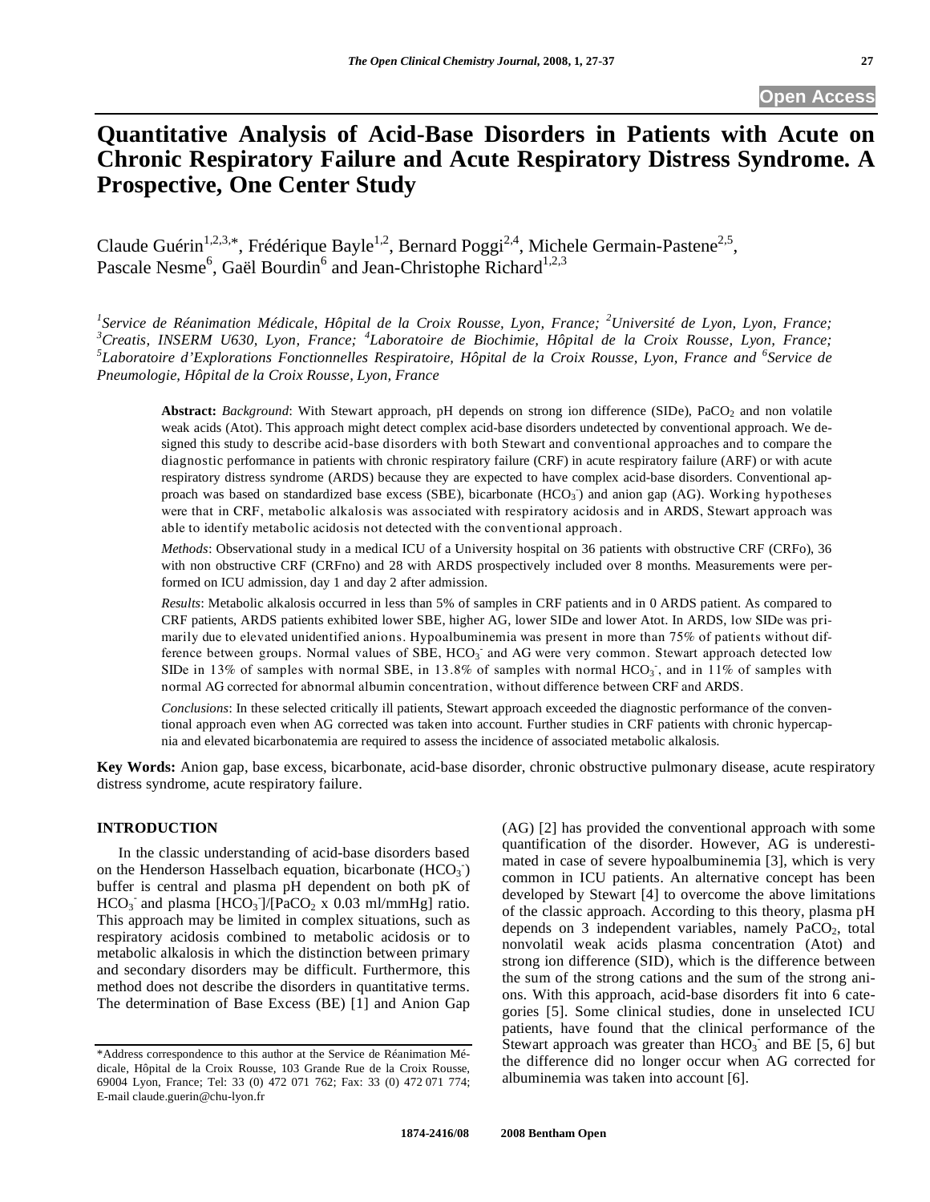# Quantitative Analysis of Acid-Base Disorders in Patients with Acute on Chronic Respiratory Failure and Acute Respiratory Distress Syndrome. A Prospective, One Center Study

Claude Guérin[1,2,3,*], Frédérique Bayle[1,2], Bernard Poggi[2,4], Michele Germain-Pastene[2,5], Pascale Nesme[6], Gaël Bourdin[6] and Jean-Christophe Richard[1,2,3]

*[1]Service de Réanimation Médicale, Hôpital de la Croix Rousse, Lyon, France; [2]Université de Lyon, Lyon, France; [3]Creatis, INSERM U630, Lyon, France; [4]Laboratoire de Biochimie, Hôpital de la Croix Rousse, Lyon, France; [5]Laboratoire d'Explorations Fonctionnelles Respiratoire, Hôpital de la Croix Rousse, Lyon, France and [6]Service de Pneumologie, Hôpital de la Croix Rousse, Lyon, France*

**Abstract:** *Background*: With Stewart approach, pH depends on strong ion difference (SIDe), $PaCO_2$ and non volatile weak acids (Atot). This approach might detect complex acid-base disorders undetected by conventional approach. We designed this study to describe acid-base disorders with both Stewart and conventional approaches and to compare the diagnostic performance in patients with chronic respiratory failure (CRF) in acute respiratory failure (ARF) or with acute respiratory distress syndrome (ARDS) because they are expected to have complex acid-base disorders. Conventional approach was based on standardized base excess (SBE), bicarbonate ($HCO_3^-$) and anion gap (AG). Working hypotheses were that in CRF, metabolic alkalosis was associated with respiratory acidosis and in ARDS, Stewart approach was able to identify metabolic acidosis not detected with the conventional approach.

*Methods*: Observational study in a medical ICU of a University hospital on 36 patients with obstructive CRF (CRFo), 36 with non obstructive CRF (CRFno) and 28 with ARDS prospectively included over 8 months. Measurements were performed on ICU admission, day 1 and day 2 after admission.

*Results*: Metabolic alkalosis occurred in less than 5% of samples in CRF patients and in 0 ARDS patient. As compared to CRF patients, ARDS patients exhibited lower SBE, higher AG, lower SIDe and lower Atot. In ARDS, low SIDe was primarily due to elevated unidentified anions. Hypoalbuminemia was present in more than 75% of patients without difference between groups. Normal values of SBE, $HCO_3^-$ and AG were very common. Stewart approach detected low SIDe in 13% of samples with normal SBE, in 13.8% of samples with normal $HCO_3^-$, and in 11% of samples with normal AG corrected for abnormal albumin concentration, without difference between CRF and ARDS.

*Conclusions*: In these selected critically ill patients, Stewart approach exceeded the diagnostic performance of the conventional approach even when AG corrected was taken into account. Further studies in CRF patients with chronic hypercapnia and elevated bicarbonatemia are required to assess the incidence of associated metabolic alkalosis.

**Key Words:** Anion gap, base excess, bicarbonate, acid-base disorder, chronic obstructive pulmonary disease, acute respiratory distress syndrome, acute respiratory failure.

## INTRODUCTION

In the classic understanding of acid-base disorders based on the Henderson Hasselbach equation, bicarbonate ($HCO_3^-$) buffer is central and plasma pH dependent on both pK of $HCO_3^-$ and plasma $[HCO_3^-]/[PaCO_2 \times 0.03$ ml/mmHg$]$ ratio. This approach may be limited in complex situations, such as respiratory acidosis combined to metabolic acidosis or to metabolic alkalosis in which the distinction between primary and secondary disorders may be difficult. Furthermore, this method does not describe the disorders in quantitative terms. The determination of Base Excess (BE) [1] and Anion Gap (AG) [2] has provided the conventional approach with some quantification of the disorder. However, AG is underestimated in case of severe hypoalbuminemia [3], which is very common in ICU patients. An alternative concept has been developed by Stewart [4] to overcome the above limitations of the classic approach. According to this theory, plasma pH depends on 3 independent variables, namely $PaCO_2$, total nonvolatil weak acids plasma concentration (Atot) and strong ion difference (SID), which is the difference between the sum of the strong cations and the sum of the strong anions. With this approach, acid-base disorders fit into 6 categories [5]. Some clinical studies, done in unselected ICU patients, have found that the clinical performance of the Stewart approach was greater than $HCO_3^-$ and BE [5, 6] but the difference did no longer occur when AG corrected for albuminemia was taken into account [6].

*Address correspondence to this author at the Service de Réanimation Médicale, Hôpital de la Croix Rousse, 103 Grande Rue de la Croix Rousse, 69004 Lyon, France; Tel: 33 (0) 472 071 762; Fax: 33 (0) 472 071 774; E-mail claude.guerin@chu-lyon.fr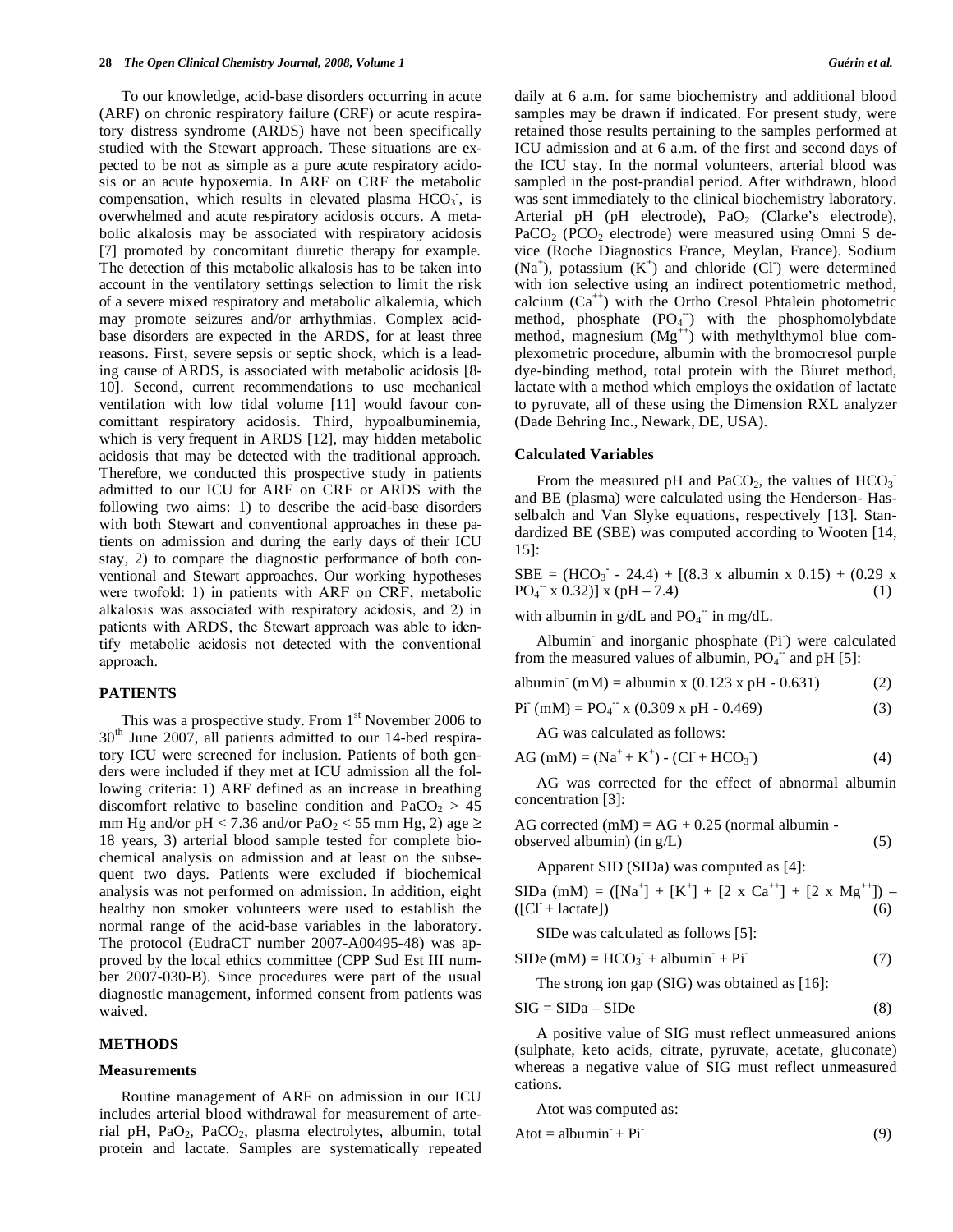To our knowledge, acid-base disorders occurring in acute (ARF) on chronic respiratory failure (CRF) or acute respiratory distress syndrome (ARDS) have not been specifically studied with the Stewart approach. These situations are expected to be not as simple as a pure acute respiratory acidosis or an acute hypoxemia. In ARF on CRF the metabolic compensation, which results in elevated plasma $HCO_3^-$, is overwhelmed and acute respiratory acidosis occurs. A metabolic alkalosis may be associated with respiratory acidosis [7] promoted by concomitant diuretic therapy for example. The detection of this metabolic alkalosis has to be taken into account in the ventilatory settings selection to limit the risk of a severe mixed respiratory and metabolic alkalemia, which may promote seizures and/or arrhythmias. Complex acid-base disorders are expected in the ARDS, for at least three reasons. First, severe sepsis or septic shock, which is a leading cause of ARDS, is associated with metabolic acidosis [8-10]. Second, current recommendations to use mechanical ventilation with low tidal volume [11] would favour concomittant respiratory acidosis. Third, hypoalbuminemia, which is very frequent in ARDS [12], may hidden metabolic acidosis that may be detected with the traditional approach. Therefore, we conducted this prospective study in patients admitted to our ICU for ARF on CRF or ARDS with the following two aims: 1) to describe the acid-base disorders with both Stewart and conventional approaches in these patients on admission and during the early days of their ICU stay, 2) to compare the diagnostic performance of both conventional and Stewart approaches. Our working hypotheses were twofold: 1) in patients with ARF on CRF, metabolic alkalosis was associated with respiratory acidosis, and 2) in patients with ARDS, the Stewart approach was able to identify metabolic acidosis not detected with the conventional approach.

## PATIENTS

This was a prospective study. From 1st November 2006 to 30th June 2007, all patients admitted to our 14-bed respiratory ICU were screened for inclusion. Patients of both genders were included if they met at ICU admission all the following criteria: 1) ARF defined as an increase in breathing discomfort relative to baseline condition and $PaCO_2 > 45$ mm Hg and/or $pH < 7.36$ and/or $PaO_2 < 55$ mm Hg, 2) age $\geq$ 18 years, 3) arterial blood sample tested for complete biochemical analysis on admission and at least on the subsequent two days. Patients were excluded if biochemical analysis was not performed on admission. In addition, eight healthy non smoker volunteers were used to establish the normal range of the acid-base variables in the laboratory. The protocol (EudraCT number 2007-A00495-48) was approved by the local ethics committee (CPP Sud Est III number 2007-030-B). Since procedures were part of the usual diagnostic management, informed consent from patients was waived.

## METHODS

### Measurements

Routine management of ARF on admission in our ICU includes arterial blood withdrawal for measurement of arterial pH, $PaO_2$, $PaCO_2$, plasma electrolytes, albumin, total protein and lactate. Samples are systematically repeated daily at 6 a.m. for same biochemistry and additional blood samples may be drawn if indicated. For present study, were retained those results pertaining to the samples performed at ICU admission and at 6 a.m. of the first and second days of the ICU stay. In the normal volunteers, arterial blood was sampled in the post-prandial period. After withdrawn, blood was sent immediately to the clinical biochemistry laboratory. Arterial pH (pH electrode), $PaO_2$ (Clarke's electrode), $PaCO_2$ ($PCO_2$ electrode) were measured using Omni S device (Roche Diagnostics France, Meylan, France). Sodium ($Na^+$), potassium ($K^+$) and chloride ($Cl^-$) were determined with ion selective using an indirect potentiometric method, calcium ($Ca^{++}$) with the Ortho Cresol Phtalein photometric method, phosphate ($PO_4^{--}$) with the phosphomolybdate method, magnesium ($Mg^{++}$) with methylthymol blue complexometric procedure, albumin with the bromocresol purple dye-binding method, total protein with the Biuret method, lactate with a method which employs the oxidation of lactate to pyruvate, all of these using the Dimension RXL analyzer (Dade Behring Inc., Newark, DE, USA).

### Calculated Variables

From the measured pH and $PaCO_2$, the values of $HCO_3^-$ and BE (plasma) were calculated using the Henderson- Hasselbalch and Van Slyke equations, respectively [13]. Standardized BE (SBE) was computed according to Wooten [14, 15]:

$$SBE = (HCO_3^- - 24.4) + [(8.3 \times \text{albumin} \times 0.15) + (0.29 \times PO_4^{--} \times 0.32)] \times (pH - 7.4) \quad (1)$$

with albumin in g/dL and $PO_4^{--}$ in mg/dL.

Albumin$^-$ and inorganic phosphate ($Pi^-$) were calculated from the measured values of albumin, $PO_4^{--}$ and pH [5]:

$$\text{albumin}^- (mM) = \text{albumin} \times (0.123 \times pH - 0.631) \quad (2)$$

$$Pi^- (mM) = PO_4^{--} \times (0.309 \times pH - 0.469) \quad (3)$$

AG was calculated as follows:

$$AG (mM) = (Na^+ + K^+) - (Cl^- + HCO_3^-) \quad (4)$$

AG was corrected for the effect of abnormal albumin concentration [3]:

$$\text{AG corrected (mM)} = AG + 0.25 \text{ (normal albumin - observed albumin) (in g/L)} \quad (5)$$

Apparent SID (SIDa) was computed as [4]:

$$SIDa (mM) = ([Na^+] + [K^+] + [2 \times Ca^{++}] + [2 \times Mg^{++}]) - ([Cl^- + \text{lactate}]) \quad (6)$$

SIDe was calculated as follows [5]:

$$SIDe (mM) = HCO_3^- + \text{albumin}^- + Pi^- \quad (7)$$

The strong ion gap (SIG) was obtained as [16]:

$$SIG = SIDa - SIDe \quad (8)$$

A positive value of SIG must reflect unmeasured anions (sulphate, keto acids, citrate, pyruvate, acetate, gluconate) whereas a negative value of SIG must reflect unmeasured cations.

Atot was computed as:

$$Atot = \text{albumin}^- + Pi^- \quad (9)$$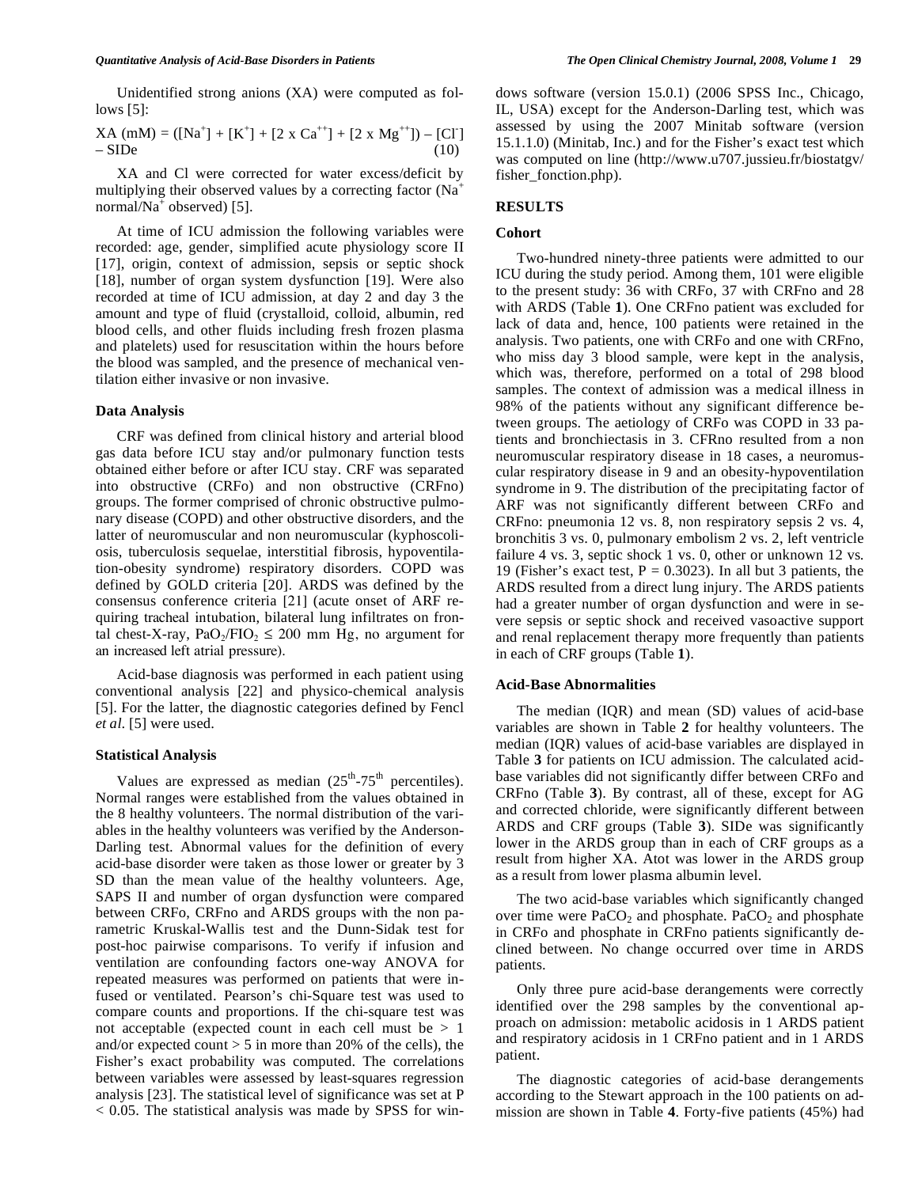Unidentified strong anions (XA) were computed as follows [5]:

$$XA\ (mM) = ([Na^+] + [K^+] + [2 \times Ca^{++}] + [2 \times Mg^{++}]) - [Cl^-] - SIDe \quad (10)$$

XA and Cl were corrected for water excess/deficit by multiplying their observed values by a correcting factor ($Na^+$ normal/$Na^+$ observed) [5].

At time of ICU admission the following variables were recorded: age, gender, simplified acute physiology score II [17], origin, context of admission, sepsis or septic shock [18], number of organ system dysfunction [19]. Were also recorded at time of ICU admission, at day 2 and day 3 the amount and type of fluid (crystalloid, colloid, albumin, red blood cells, and other fluids including fresh frozen plasma and platelets) used for resuscitation within the hours before the blood was sampled, and the presence of mechanical ventilation either invasive or non invasive.

### Data Analysis

CRF was defined from clinical history and arterial blood gas data before ICU stay and/or pulmonary function tests obtained either before or after ICU stay. CRF was separated into obstructive (CRFo) and non obstructive (CRFno) groups. The former comprised of chronic obstructive pulmonary disease (COPD) and other obstructive disorders, and the latter of neuromuscular and non neuromuscular (kyphoscoliosis, tuberculosis sequelae, interstitial fibrosis, hypoventilation-obesity syndrome) respiratory disorders. COPD was defined by GOLD criteria [20]. ARDS was defined by the consensus conference criteria [21] (acute onset of ARF requiring tracheal intubation, bilateral lung infiltrates on frontal chest-X-ray, $PaO_2/FIO_2 \leq 200$ mm Hg, no argument for an increased left atrial pressure).

Acid-base diagnosis was performed in each patient using conventional analysis [22] and physico-chemical analysis [5]. For the latter, the diagnostic categories defined by Fencl *et al.* [5] were used.

### Statistical Analysis

Values are expressed as median ($25^{th}$-$75^{th}$ percentiles). Normal ranges were established from the values obtained in the 8 healthy volunteeers. The normal distribution of the variables in the healthy volunteers was verified by the Anderson-Darling test. Abnormal values for the definition of every acid-base disorder were taken as those lower or greater by 3 SD than the mean value of the healthy volunteers. Age, SAPS II and number of organ dysfunction were compared between CRFo, CRFno and ARDS groups with the non parametric Kruskal-Wallis test and the Dunn-Sidak test for post-hoc pairwise comparisons. To verify if infusion and ventilation are confounding factors one-way ANOVA for repeated measures was performed on patients that were infused or ventilated. Pearson's chi-Square test was used to compare counts and proportions. If the chi-square test was not acceptable (expected count in each cell must be > 1 and/or expected count > 5 in more than 20% of the cells), the Fisher's exact probability was computed. The correlations between variables were assessed by least-squares regression analysis [23]. The statistical level of significance was set at $P < 0.05$. The statistical analysis was made by SPSS for windows software (version 15.0.1) (2006 SPSS Inc., Chicago, IL, USA) except for the Anderson-Darling test, which was assessed by using the 2007 Minitab software (version 15.1.1.0) (Minitab, Inc.) and for the Fisher's exact test which was computed on line (http://www.u707.jussieu.fr/biostatgv/fisher_fonction.php).

## RESULTS

### Cohort

Two-hundred ninety-three patients were admitted to our ICU during the study period. Among them, 101 were eligible to the present study: 36 with CRFo, 37 with CRFno and 28 with ARDS (Table **1**). One CRFno patient was excluded for lack of data and, hence, 100 patients were retained in the analysis. Two patients, one with CRFo and one with CRFno, who miss day 3 blood sample, were kept in the analysis, which was, therefore, performed on a total of 298 blood samples. The context of admission was a medical illness in 98% of the patients without any significant difference between groups. The aetiology of CRFo was COPD in 33 patients and bronchiectasis in 3. CFRno resulted from a non neuromuscular respiratory disease in 18 cases, a neuromuscular respiratory disease in 9 and an obesity-hypoventilation syndrome in 9. The distribution of the precipitating factor of ARF was not significantly different between CRFo and CRFno: pneumonia 12 vs. 8, non respiratory sepsis 2 vs. 4, bronchitis 3 vs. 0, pulmonary embolism 2 vs. 2, left ventricle failure 4 vs. 3, septic shock 1 vs. 0, other or unknown 12 vs. 19 (Fisher's exact test, P = 0.3023). In all but 3 patients, the ARDS resulted from a direct lung injury. The ARDS patients had a greater number of organ dysfunction and were in severe sepsis or septic shock and received vasoactive support and renal replacement therapy more frequently than patients in each of CRF groups (Table **1**).

### Acid-Base Abnormalities

The median (IQR) and mean (SD) values of acid-base variables are shown in Table **2** for healthy volunteers. The median (IQR) values of acid-base variables are displayed in Table **3** for patients on ICU admission. The calculated acid-base variables did not significantly differ between CRFo and CRFno (Table **3**). By contrast, all of these, except for AG and corrected chloride, were significantly different between ARDS and CRF groups (Table **3**). SIDe was significantly lower in the ARDS group than in each of CRF groups as a result from higher XA. Atot was lower in the ARDS group as a result from lower plasma albumin level.

The two acid-base variables which significantly changed over time were $PaCO_2$ and phosphate. $PaCO_2$ and phosphate in CRFo and phosphate in CRFno patients significantly declined between. No change occurred over time in ARDS patients.

Only three pure acid-base derangements were correctly identified over the 298 samples by the conventional approach on admission: metabolic acidosis in 1 ARDS patient and respiratory acidosis in 1 CRFno patient and in 1 ARDS patient.

The diagnostic categories of acid-base derangements according to the Stewart approach in the 100 patients on admission are shown in Table **4**. Forty-five patients (45%) had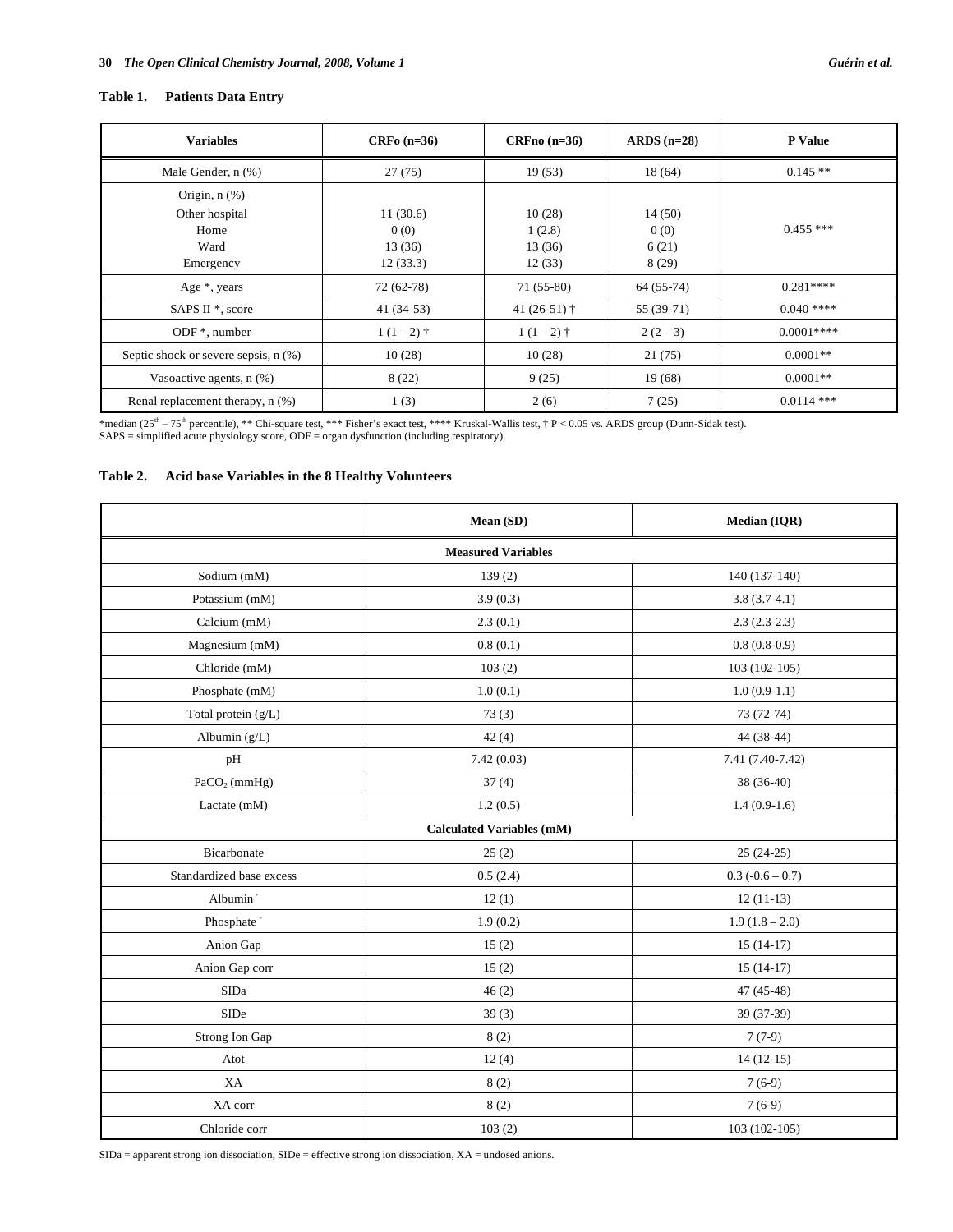**Table 1. Patients Data Entry**

| Variables | CRFo (n=36) | CRFno (n=36) | ARDS (n=28) | P Value |
|---|---|---|---|---|
| Male Gender, n (%) | 27 (75) | 19 (53) | 18 (64) | 0.145 ** |
| Origin, n (%)<br>Other hospital<br>Home<br>Ward<br>Emergency | <br>11 (30.6)<br>0 (0)<br>13 (36)<br>12 (33.3) | <br>10 (28)<br>1 (2.8)<br>13 (36)<br>12 (33) | <br>14 (50)<br>0 (0)<br>6 (21)<br>8 (29) | 0.455 *** |
| Age *, years | 72 (62-78) | 71 (55-80) | 64 (55-74) | 0.281**** |
| SAPS II *, score | 41 (34-53) | 41 (26-51) † | 55 (39-71) | 0.040 **** |
| ODF *, number | 1 (1 – 2) † | 1 (1 – 2) † | 2 (2 – 3) | 0.0001**** |
| Septic shock or severe sepsis, n (%) | 10 (28) | 10 (28) | 21 (75) | 0.0001** |
| Vasoactive agents, n (%) | 8 (22) | 9 (25) | 19 (68) | 0.0001** |
| Renal replacement therapy, n (%) | 1 (3) | 2 (6) | 7 (25) | 0.0114 *** |

*median (25th – 75th percentile), ** Chi-square test, *** Fisher's exact test, **** Kruskal-Wallis test, † P < 0.05 vs. ARDS group (Dunn-Sidak test).
SAPS = simplified acute physiology score, ODF = organ dysfunction (including respiratory).

**Table 2. Acid base Variables in the 8 Healthy Volunteers**

| | Mean (SD) | Median (IQR) |
|---|---|---|
| **Measured Variables** | | |
| Sodium (mM) | 139 (2) | 140 (137-140) |
| Potassium (mM) | 3.9 (0.3) | 3.8 (3.7-4.1) |
| Calcium (mM) | 2.3 (0.1) | 2.3 (2.3-2.3) |
| Magnesium (mM) | 0.8 (0.1) | 0.8 (0.8-0.9) |
| Chloride (mM) | 103 (2) | 103 (102-105) |
| Phosphate (mM) | 1.0 (0.1) | 1.0 (0.9-1.1) |
| Total protein (g/L) | 73 (3) | 73 (72-74) |
| Albumin (g/L) | 42 (4) | 44 (38-44) |
| pH | 7.42 (0.03) | 7.41 (7.40-7.42) |
| $PaCO_2$ (mmHg) | 37 (4) | 38 (36-40) |
| Lactate (mM) | 1.2 (0.5) | 1.4 (0.9-1.6) |
| **Calculated Variables (mM)** | | |
| Bicarbonate | 25 (2) | 25 (24-25) |
| Standardized base excess | 0.5 (2.4) | 0.3 (-0.6 – 0.7) |
| $Albumin^-$ | 12 (1) | 12 (11-13) |
| $Phosphate^-$ | 1.9 (0.2) | 1.9 (1.8 – 2.0) |
| Anion Gap | 15 (2) | 15 (14-17) |
| Anion Gap corr | 15 (2) | 15 (14-17) |
| SIDa | 46 (2) | 47 (45-48) |
| SIDe | 39 (3) | 39 (37-39) |
| Strong Ion Gap | 8 (2) | 7 (7-9) |
| Atot | 12 (4) | 14 (12-15) |
| XA | 8 (2) | 7 (6-9) |
| XA corr | 8 (2) | 7 (6-9) |
| Chloride corr | 103 (2) | 103 (102-105) |

SIDa = apparent strong ion dissociation, SIDe = effective strong ion dissociation, XA = undosed anions.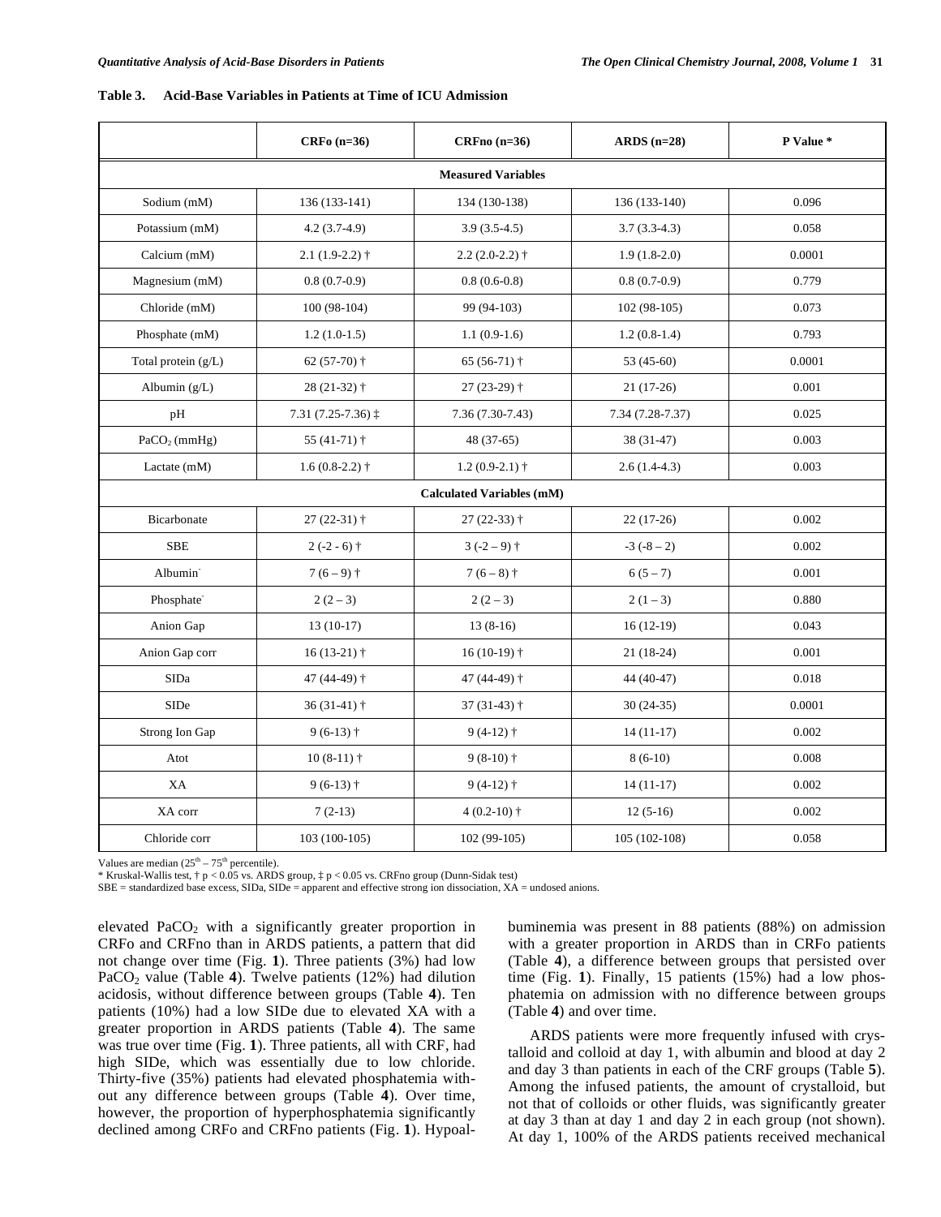**Table 3. Acid-Base Variables in Patients at Time of ICU Admission**

| | CRFo (n=36) | CRFno (n=36) | ARDS (n=28) | P Value * |
|---|---|---|---|---|
| **Measured Variables** | | | | |
| Sodium (mM) | 136 (133-141) | 134 (130-138) | 136 (133-140) | 0.096 |
| Potassium (mM) | 4.2 (3.7-4.9) | 3.9 (3.5-4.5) | 3.7 (3.3-4.3) | 0.058 |
| Calcium (mM) | 2.1 (1.9-2.2) † | 2.2 (2.0-2.2) † | 1.9 (1.8-2.0) | 0.0001 |
| Magnesium (mM) | 0.8 (0.7-0.9) | 0.8 (0.6-0.8) | 0.8 (0.7-0.9) | 0.779 |
| Chloride (mM) | 100 (98-104) | 99 (94-103) | 102 (98-105) | 0.073 |
| Phosphate (mM) | 1.2 (1.0-1.5) | 1.1 (0.9-1.6) | 1.2 (0.8-1.4) | 0.793 |
| Total protein (g/L) | 62 (57-70) † | 65 (56-71) † | 53 (45-60) | 0.0001 |
| Albumin (g/L) | 28 (21-32) † | 27 (23-29) † | 21 (17-26) | 0.001 |
| pH | 7.31 (7.25-7.36) ‡ | 7.36 (7.30-7.43) | 7.34 (7.28-7.37) | 0.025 |
| $PaCO_2$ (mmHg) | 55 (41-71) † | 48 (37-65) | 38 (31-47) | 0.003 |
| Lactate (mM) | 1.6 (0.8-2.2) † | 1.2 (0.9-2.1) † | 2.6 (1.4-4.3) | 0.003 |
| **Calculated Variables (mM)** | | | | |
| Bicarbonate | 27 (22-31) † | 27 (22-33) † | 22 (17-26) | 0.002 |
| SBE | 2 (-2 - 6) † | 3 (-2 – 9) † | -3 (-8 – 2) | 0.002 |
| $Albumin^-$ | 7 (6 – 9) † | 7 (6 – 8) † | 6 (5 – 7) | 0.001 |
| $Phosphate^-$ | 2 (2 – 3) | 2 (2 – 3) | 2 (1 – 3) | 0.880 |
| Anion Gap | 13 (10-17) | 13 (8-16) | 16 (12-19) | 0.043 |
| Anion Gap corr | 16 (13-21) † | 16 (10-19) † | 21 (18-24) | 0.001 |
| SIDa | 47 (44-49) † | 47 (44-49) † | 44 (40-47) | 0.018 |
| SIDe | 36 (31-41) † | 37 (31-43) † | 30 (24-35) | 0.0001 |
| Strong Ion Gap | 9 (6-13) † | 9 (4-12) † | 14 (11-17) | 0.002 |
| Atot | 10 (8-11) † | 9 (8-10) † | 8 (6-10) | 0.008 |
| XA | 9 (6-13) † | 9 (4-12) † | 14 (11-17) | 0.002 |
| XA corr | 7 (2-13) | 4 (0.2-10) † | 12 (5-16) | 0.002 |
| Chloride corr | 103 (100-105) | 102 (99-105) | 105 (102-108) | 0.058 |

Values are median ($25^{th}$ – $75^{th}$ percentile).
* Kruskal-Wallis test, † $p < 0.05$ vs. ARDS group, ‡ $p < 0.05$ vs. CRFno group (Dunn-Sidak test)
SBE = standardized base excess, SIDa, SIDe = apparent and effective strong ion dissociation, XA = undosed anions.

elevated $PaCO_2$ with a significantly greater proportion in CRFo and CRFno than in ARDS patients, a pattern that did not change over time (Fig. **1**). Three patients (3%) had low $PaCO_2$ value (Table **4**). Twelve patients (12%) had dilution acidosis, without difference between groups (Table **4**). Ten patients (10%) had a low SIDe due to elevated XA with a greater proportion in ARDS patients (Table **4**). The same was true over time (Fig. **1**). Three patients, all with CRF, had high SIDe, which was essentially due to low chloride. Thirty-five (35%) patients had elevated phosphatemia without any difference between groups (Table **4**). Over time, however, the proportion of hyperphosphatemia significantly declined among CRFo and CRFno patients (Fig. **1**). Hypoalbuminemia was present in 88 patients (88%) on admission with a greater proportion in ARDS than in CRFo patients (Table **4**), a difference between groups that persisted over time (Fig. **1**). Finally, 15 patients (15%) had a low phosphatemia on admission with no difference between groups (Table **4**) and over time.

ARDS patients were more frequently infused with crystalloid and colloid at day 1, with albumin and blood at day 2 and day 3 than patients in each of the CRF groups (Table **5**). Among the infused patients, the amount of crystalloid, but not that of colloids or other fluids, was significantly greater at day 3 than at day 1 and day 2 in each group (not shown). At day 1, 100% of the ARDS patients received mechanical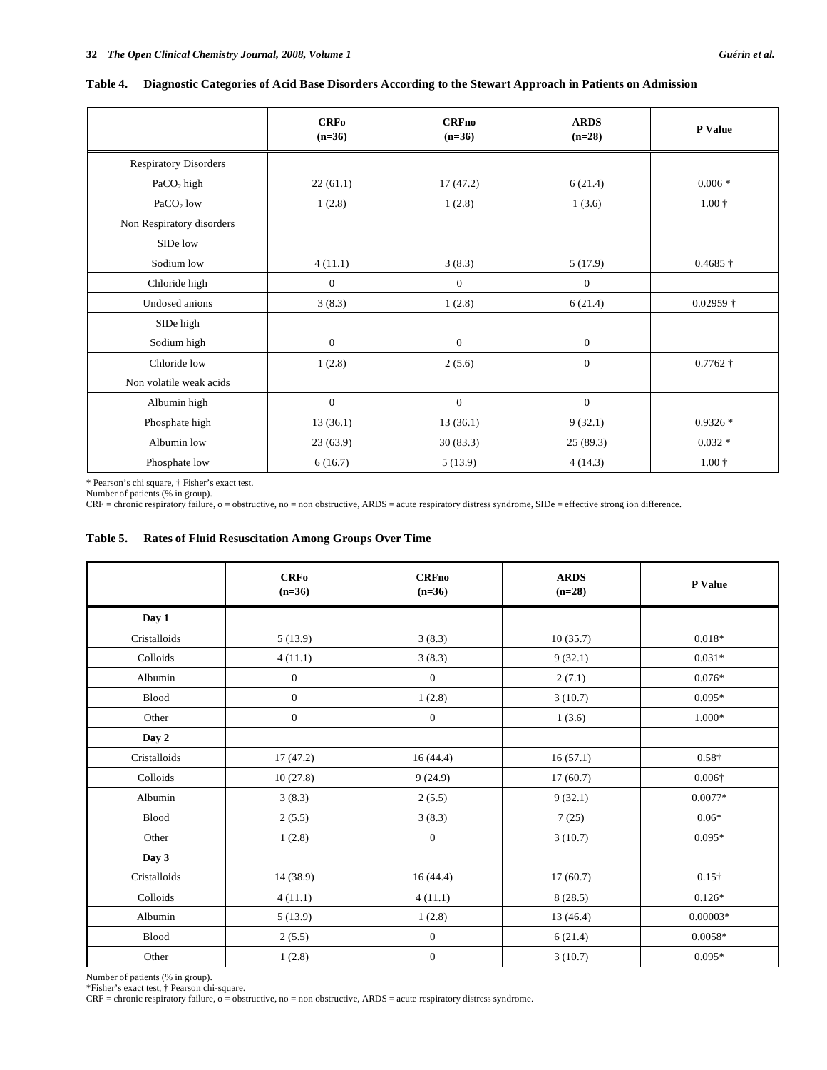**Table 4. Diagnostic Categories of Acid Base Disorders According to the Stewart Approach in Patients on Admission**

| | CRFo (n=36) | CRFno (n=36) | ARDS (n=28) | P Value |
|---|---|---|---|---|
| Respiratory Disorders | | | | |
| $PaCO_2$ high | 22 (61.1) | 17 (47.2) | 6 (21.4) | 0.006 * |
| $PaCO_2$ low | 1 (2.8) | 1 (2.8) | 1 (3.6) | 1.00 † |
| Non Respiratory disorders | | | | |
| SIDe low | | | | |
| Sodium low | 4 (11.1) | 3 (8.3) | 5 (17.9) | 0.4685 † |
| Chloride high | 0 | 0 | 0 | |
| Undosed anions | 3 (8.3) | 1 (2.8) | 6 (21.4) | 0.02959 † |
| SIDe high | | | | |
| Sodium high | 0 | 0 | 0 | |
| Chloride low | 1 (2.8) | 2 (5.6) | 0 | 0.7762 † |
| Non volatile weak acids | | | | |
| Albumin high | 0 | 0 | 0 | |
| Phosphate high | 13 (36.1) | 13 (36.1) | 9 (32.1) | 0.9326 * |
| Albumin low | 23 (63.9) | 30 (83.3) | 25 (89.3) | 0.032 * |
| Phosphate low | 6 (16.7) | 5 (13.9) | 4 (14.3) | 1.00 † |

\* Pearson's chi square, † Fisher's exact test.
Number of patients (% in group).
CRF = chronic respiratory failure, o = obstructive, no = non obstructive, ARDS = acute respiratory distress syndrome, SIDe = effective strong ion difference.

**Table 5. Rates of Fluid Resuscitation Among Groups Over Time**

| | CRFo (n=36) | CRFno (n=36) | ARDS (n=28) | P Value |
|---|---|---|---|---|
| **Day 1** | | | | |
| Cristalloids | 5 (13.9) | 3 (8.3) | 10 (35.7) | 0.018* |
| Colloids | 4 (11.1) | 3 (8.3) | 9 (32.1) | 0.031* |
| Albumin | 0 | 0 | 2 (7.1) | 0.076* |
| Blood | 0 | 1 (2.8) | 3 (10.7) | 0.095* |
| Other | 0 | 0 | 1 (3.6) | 1.000* |
| **Day 2** | | | | |
| Cristalloids | 17 (47.2) | 16 (44.4) | 16 (57.1) | 0.58† |
| Colloids | 10 (27.8) | 9 (24.9) | 17 (60.7) | 0.006† |
| Albumin | 3 (8.3) | 2 (5.5) | 9 (32.1) | 0.0077* |
| Blood | 2 (5.5) | 3 (8.3) | 7 (25) | 0.06* |
| Other | 1 (2.8) | 0 | 3 (10.7) | 0.095* |
| **Day 3** | | | | |
| Cristalloids | 14 (38.9) | 16 (44.4) | 17 (60.7) | 0.15† |
| Colloids | 4 (11.1) | 4 (11.1) | 8 (28.5) | 0.126* |
| Albumin | 5 (13.9) | 1 (2.8) | 13 (46.4) | 0.00003* |
| Blood | 2 (5.5) | 0 | 6 (21.4) | 0.0058* |
| Other | 1 (2.8) | 0 | 3 (10.7) | 0.095* |

Number of patients (% in group).
\*Fisher's exact test, † Pearson chi-square.
CRF = chronic respiratory failure, o = obstructive, no = non obstructive, ARDS = acute respiratory distress syndrome.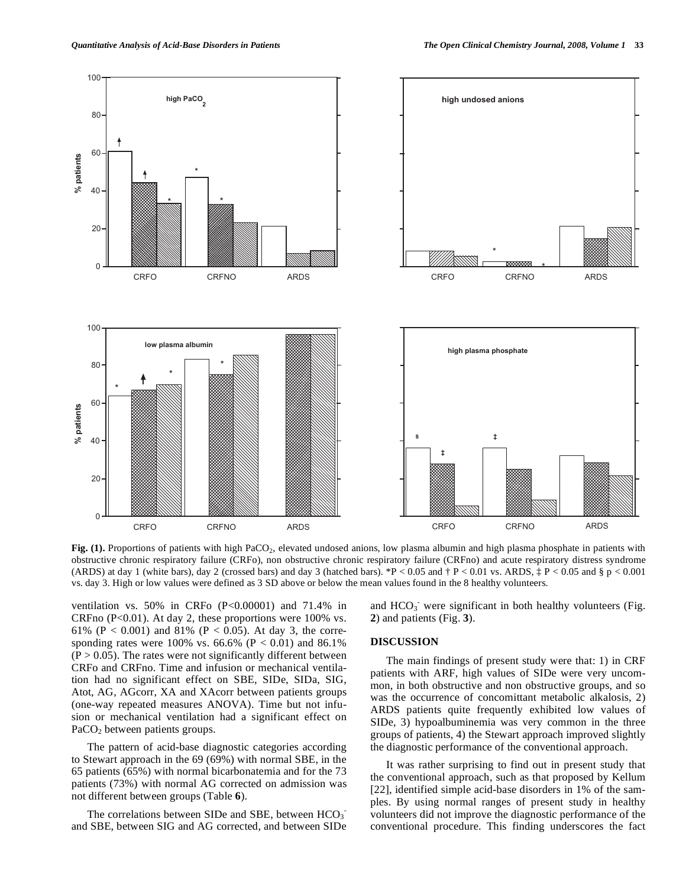**Fig. (1).** Proportions of patients with high $PaCO_2$, elevated undosed anions, low plasma albumin and high plasma phosphate in patients with obstructive chronic respiratory failure (CRFo), non obstructive chronic respiratory failure (CRFno) and acute respiratory distress syndrome (ARDS) at day 1 (white bars), day 2 (crossed bars) and day 3 (hatched bars). *P < 0.05 and † P < 0.01 vs. ARDS, ‡ P < 0.05 and § p < 0.001 vs. day 3. High or low values were defined as 3 SD above or below the mean values found in the 8 healthy volunteers.

ventilation vs. 50% in CRFo (P<0.00001) and 71.4% in CRFno (P<0.01). At day 2, these proportions were 100% vs. 61% (P < 0.001) and 81% (P < 0.05). At day 3, the corresponding rates were 100% vs. 66.6% (P < 0.01) and 86.1% (P > 0.05). The rates were not significantly different between CRFo and CRFno. Time and infusion or mechanical ventilation had no significant effect on SBE, SIDe, SIDa, SIG, Atot, AG, AGcorr, XA and XAcorr between patients groups (one-way repeated measures ANOVA). Time but not infusion or mechanical ventilation had a significant effect on $PaCO_2$ between patients groups.

The pattern of acid-base diagnostic categories according to Stewart approach in the 69 (69%) with normal SBE, in the 65 patients (65%) with normal bicarbonatemia and for the 73 patients (73%) with normal AG corrected on admission was not different between groups (Table **6**).

The correlations between SIDe and SBE, between $HCO_3^-$ and SBE, between SIG and AG corrected, and between SIDe and $HCO_3^-$ were significant in both healthy volunteers (Fig. **2**) and patients (Fig. **3**).

## DISCUSSION

The main findings of present study were that: 1) in CRF patients with ARF, high values of SIDe were very uncommon, in both obstructive and non obstructive groups, and so was the occurrence of concomittant metabolic alkalosis, 2) ARDS patients quite frequently exhibited low values of SIDe, 3) hypoalbuminemia was very common in the three groups of patients, 4) the Stewart approach improved slightly the diagnostic performance of the conventional approach.

It was rather surprising to find out in present study that the conventional approach, such as that proposed by Kellum [22], identified simple acid-base disorders in 1% of the samples. By using normal ranges of present study in healthy volunteers did not improve the diagnostic performance of the conventional procedure. This finding underscores the fact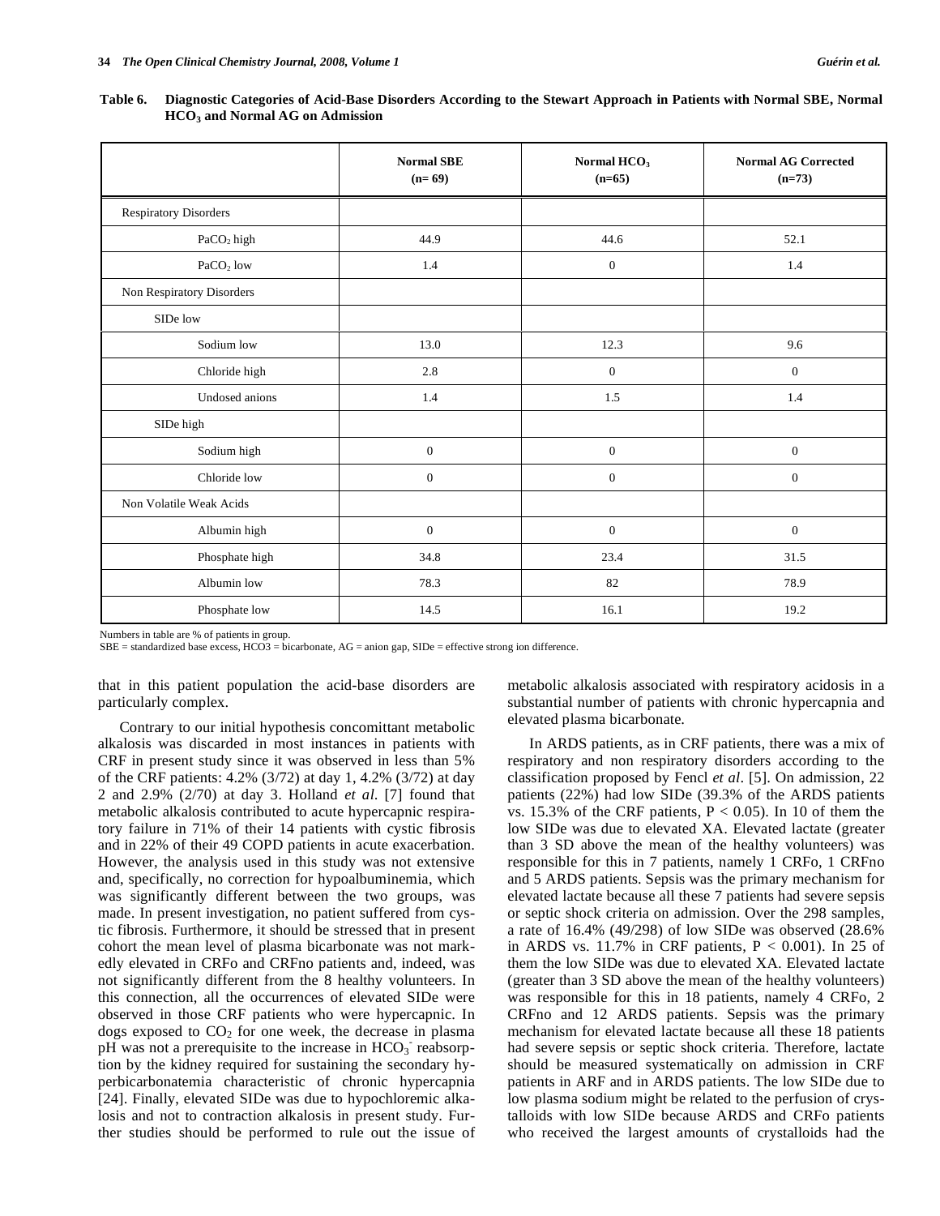**Table 6. Diagnostic Categories of Acid-Base Disorders According to the Stewart Approach in Patients with Normal SBE, Normal $HCO_3$ and Normal AG on Admission**

| | Normal SBE (n= 69) | Normal $HCO_3$ (n=65) | Normal AG Corrected (n=73) |
|---|---|---|---|
| Respiratory Disorders | | | |
| $PaCO_2$ high | 44.9 | 44.6 | 52.1 |
| $PaCO_2$ low | 1.4 | 0 | 1.4 |
| Non Respiratory Disorders | | | |
| SIDe low | | | |
| Sodium low | 13.0 | 12.3 | 9.6 |
| Chloride high | 2.8 | 0 | 0 |
| Undosed anions | 1.4 | 1.5 | 1.4 |
| SIDe high | | | |
| Sodium high | 0 | 0 | 0 |
| Chloride low | 0 | 0 | 0 |
| Non Volatile Weak Acids | | | |
| Albumin high | 0 | 0 | 0 |
| Phosphate high | 34.8 | 23.4 | 31.5 |
| Albumin low | 78.3 | 82 | 78.9 |
| Phosphate low | 14.5 | 16.1 | 19.2 |

Numbers in table are % of patients in group.
SBE = standardized base excess, HCO3 = bicarbonate, AG = anion gap, SIDe = effective strong ion difference.

that in this patient population the acid-base disorders are particularly complex.

Contrary to our initial hypothesis concomittant metabolic alkalosis was discarded in most instances in patients with CRF in present study since it was observed in less than 5% of the CRF patients: 4.2% (3/72) at day 1, 4.2% (3/72) at day 2 and 2.9% (2/70) at day 3. Holland *et al*. [7] found that metabolic alkalosis contributed to acute hypercapnic respiratory failure in 71% of their 14 patients with cystic fibrosis and in 22% of their 49 COPD patients in acute exacerbation. However, the analysis used in this study was not extensive and, specifically, no correction for hypoalbuminemia, which was significantly different between the two groups, was made. In present investigation, no patient suffered from cystic fibrosis. Furthermore, it should be stressed that in present cohort the mean level of plasma bicarbonate was not markedly elevated in CRFo and CRFno patients and, indeed, was not significantly different from the 8 healthy volunteers. In this connection, all the occurrences of elevated SIDe were observed in those CRF patients who were hypercapnic. In dogs exposed to $CO_2$ for one week, the decrease in plasma pH was not a prerequisite to the increase in $HCO_3^-$ reabsorption by the kidney required for sustaining the secondary hyperbicarbonatemia characteristic of chronic hypercapnia [24]. Finally, elevated SIDe was due to hypochloremic alkalosis and not to contraction alkalosis in present study. Further studies should be performed to rule out the issue of metabolic alkalosis associated with respiratory acidosis in a substantial number of patients with chronic hypercapnia and elevated plasma bicarbonate.

In ARDS patients, as in CRF patients, there was a mix of respiratory and non respiratory disorders according to the classification proposed by Fencl *et al*. [5]. On admission, 22 patients (22%) had low SIDe (39.3% of the ARDS patients vs. 15.3% of the CRF patients, $P < 0.05$). In 10 of them the low SIDe was due to elevated XA. Elevated lactate (greater than 3 SD above the mean of the healthy volunteers) was responsible for this in 7 patients, namely 1 CRFo, 1 CRFno and 5 ARDS patients. Sepsis was the primary mechanism for elevated lactate because all these 7 patients had severe sepsis or septic shock criteria on admission. Over the 298 samples, a rate of 16.4% (49/298) of low SIDe was observed (28.6% in ARDS vs. 11.7% in CRF patients, $P < 0.001$). In 25 of them the low SIDe was due to elevated XA. Elevated lactate (greater than 3 SD above the mean of the healthy volunteers) was responsible for this in 18 patients, namely 4 CRFo, 2 CRFno and 12 ARDS patients. Sepsis was the primary mechanism for elevated lactate because all these 18 patients had severe sepsis or septic shock criteria. Therefore, lactate should be measured systematically on admission in CRF patients in ARF and in ARDS patients. The low SIDe due to low plasma sodium might be related to the perfusion of crystalloids with low SIDe because ARDS and CRFo patients who received the largest amounts of crystalloids had the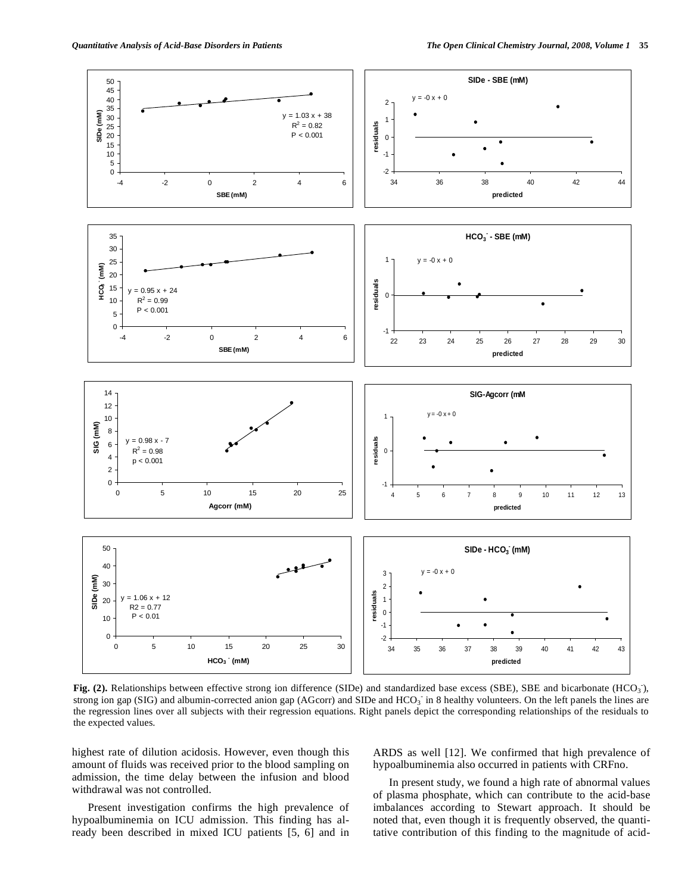**Fig. (2).** Relationships between effective strong ion difference (SIDe) and standardized base excess (SBE), SBE and bicarbonate ($HCO_3^-$), strong ion gap (SIG) and albumin-corrected anion gap (AGcorr) and SIDe and $HCO_3^-$ in 8 healthy volunteers. On the left panels the lines are the regression lines over all subjects with their regression equations. Right panels depict the corresponding relationships of the residuals to the expected values.

highest rate of dilution acidosis. However, even though this amount of fluids was received prior to the blood sampling on admission, the time delay between the infusion and blood withdrawal was not controlled.

Present investigation confirms the high prevalence of hypoalbuminemia on ICU admission. This finding has already been described in mixed ICU patients [5, 6] and in ARDS as well [12]. We confirmed that high prevalence of hypoalbuminemia also occurred in patients with CRFno.

In present study, we found a high rate of abnormal values of plasma phosphate, which can contribute to the acid-base imbalances according to Stewart approach. It should be noted that, even though it is frequently observed, the quantitative contribution of this finding to the magnitude of acid-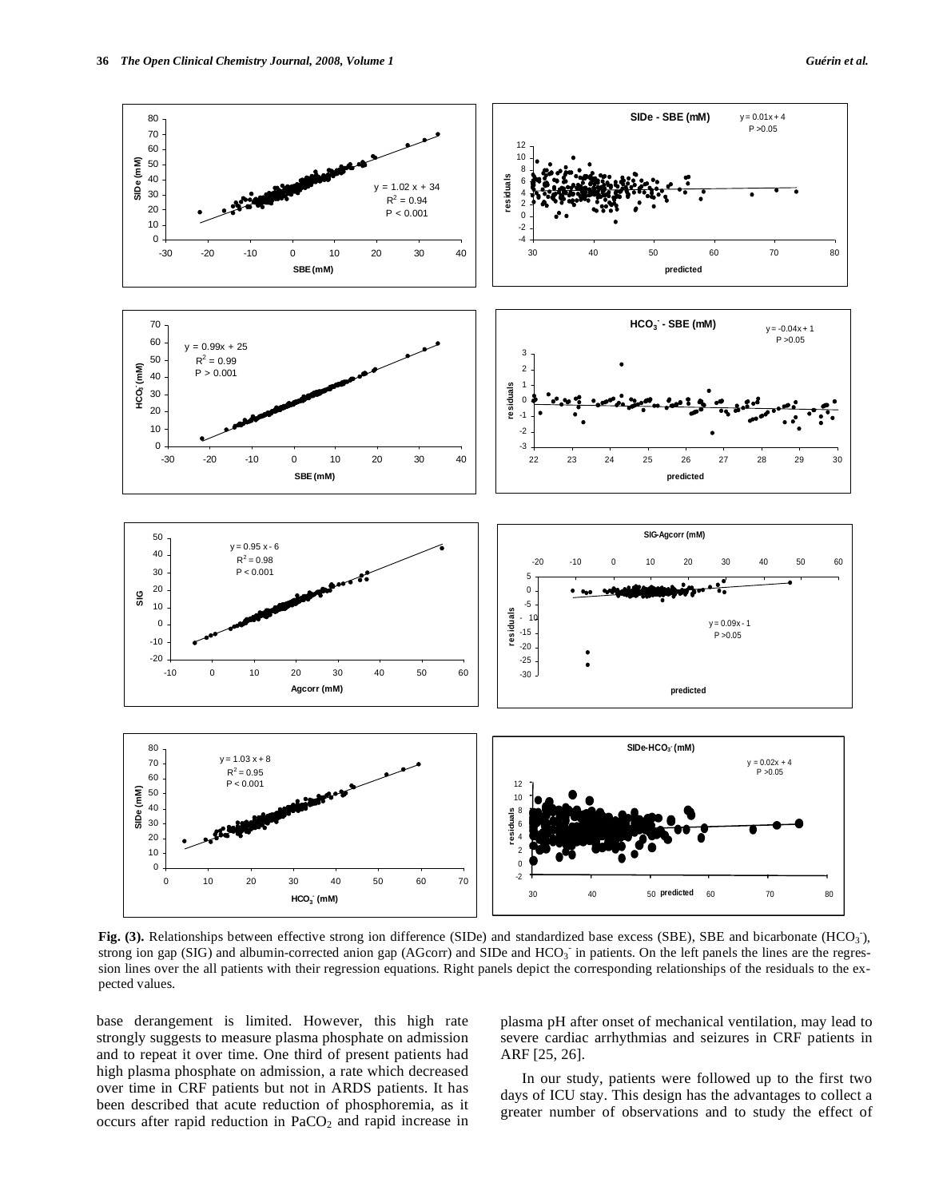**Fig. (3).** Relationships between effective strong ion difference (SIDe) and standardized base excess (SBE), SBE and bicarbonate ($HCO_3^-$), strong ion gap (SIG) and albumin-corrected anion gap (AGcorr) and SIDe and $HCO_3^-$ in patients. On the left panels the lines are the regression lines over the all patients with their regression equations. Right panels depict the corresponding relationships of the residuals to the expected values.

base derangement is limited. However, this high rate strongly suggests to measure plasma phosphate on admission and to repeat it over time. One third of present patients had high plasma phosphate on admission, a rate which decreased over time in CRF patients but not in ARDS patients. It has been described that acute reduction of phosphoremia, as it occurs after rapid reduction in $PaCO_2$ and rapid increase in plasma pH after onset of mechanical ventilation, may lead to severe cardiac arrhythmias and seizures in CRF patients in ARF [25, 26].

In our study, patients were followed up to the first two days of ICU stay. This design has the advantages to collect a greater number of observations and to study the effect of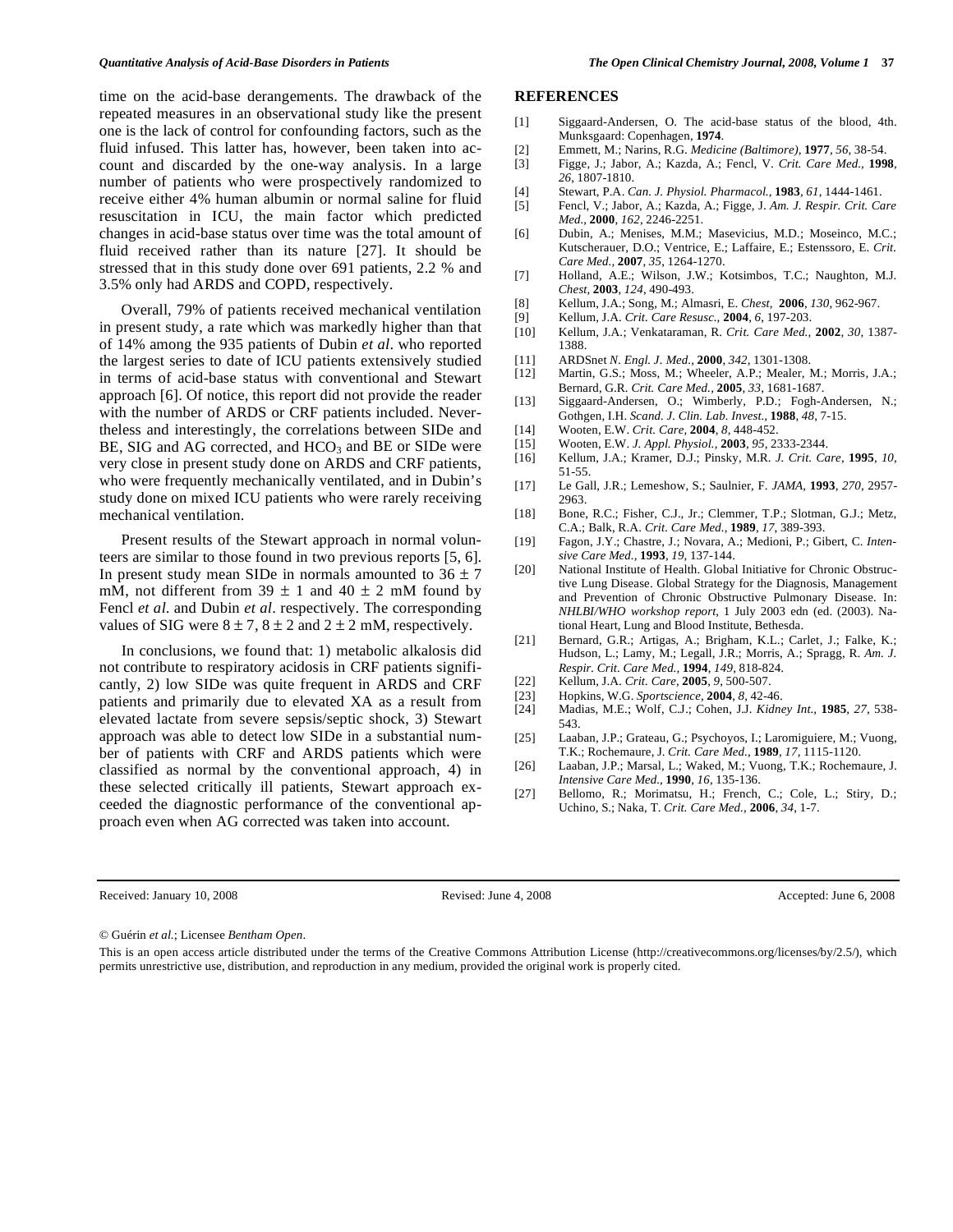time on the acid-base derangements. The drawback of the repeated measures in an observational study like the present one is the lack of control for confounding factors, such as the fluid infused. This latter has, however, been taken into account and discarded by the one-way analysis. In a large number of patients who were prospectively randomized to receive either 4% human albumin or normal saline for fluid resuscitation in ICU, the main factor which predicted changes in acid-base status over time was the total amount of fluid received rather than its nature [27]. It should be stressed that in this study done over 691 patients, 2.2 % and 3.5% only had ARDS and COPD, respectively.

Overall, 79% of patients received mechanical ventilation in present study, a rate which was markedly higher than that of 14% among the 935 patients of Dubin *et al*. who reported the largest series to date of ICU patients extensively studied in terms of acid-base status with conventional and Stewart approach [6]. Of notice, this report did not provide the reader with the number of ARDS or CRF patients included. Nevertheless and interestingly, the correlations between SIDe and BE, SIG and AG corrected, and $HCO_3$ and BE or SIDe were very close in present study done on ARDS and CRF patients, who were frequently mechanically ventilated, and in Dubin's study done on mixed ICU patients who were rarely receiving mechanical ventilation.

Present results of the Stewart approach in normal volunteers are similar to those found in two previous reports [5, 6]. In present study mean SIDe in normals amounted to $36 \pm 7$ mM, not different from $39 \pm 1$ and $40 \pm 2$ mM found by Fencl *et al*. and Dubin *et al*. respectively. The corresponding values of SIG were $8 \pm 7$, $8 \pm 2$ and $2 \pm 2$ mM, respectively.

In conclusions, we found that: 1) metabolic alkalosis did not contribute to respiratory acidosis in CRF patients significantly, 2) low SIDe was quite frequent in ARDS and CRF patients and primarily due to elevated XA as a result from elevated lactate from severe sepsis/septic shock, 3) Stewart approach was able to detect low SIDe in a substantial number of patients with CRF and ARDS patients which were classified as normal by the conventional approach, 4) in these selected critically ill patients, Stewart approach exceeded the diagnostic performance of the conventional approach even when AG corrected was taken into account.

## REFERENCES

[1] Siggaard-Andersen, O. The acid-base status of the blood, 4th. Munksgaard: Copenhagen, **1974**.

[2] Emmett, M.; Narins, R.G. *Medicine (Baltimore)*, **1977**, *56*, 38-54.

[3] Figge, J.; Jabor, A.; Kazda, A.; Fencl, V. *Crit. Care Med.*, **1998**, *26*, 1807-1810.

[4] Stewart, P.A. *Can. J. Physiol. Pharmacol.*, **1983**, *61*, 1444-1461.

[5] Fencl, V.; Jabor, A.; Kazda, A.; Figge, J. *Am. J. Respir. Crit. Care Med.*, **2000**, *162*, 2246-2251.

[6] Dubin, A.; Menises, M.M.; Masevicius, M.D.; Moseinco, M.C.; Kutscherauer, D.O.; Ventrice, E.; Laffaire, E.; Estenssoro, E. *Crit. Care Med.*, **2007**, *35*, 1264-1270.

[7] Holland, A.E.; Wilson, J.W.; Kotsimbos, T.C.; Naughton, M.J. *Chest*, **2003**, *124*, 490-493.

[8] Kellum, J.A.; Song, M.; Almasri, E. *Chest*, **2006**, *130*, 962-967.

[9] Kellum, J.A. *Crit. Care Resusc.*, **2004**, *6*, 197-203.

[10] Kellum, J.A.; Venkataraman, R. *Crit. Care Med.*, **2002**, *30*, 1387-1388.

[11] ARDSnet *N. Engl. J. Med.*, **2000**, *342*, 1301-1308.

[12] Martin, G.S.; Moss, M.; Wheeler, A.P.; Mealer, M.; Morris, J.A.; Bernard, G.R. *Crit. Care Med.*, **2005**, *33*, 1681-1687.

[13] Siggaard-Andersen, O.; Wimberly, P.D.; Fogh-Andersen, N.; Gothgen, I.H. *Scand. J. Clin. Lab. Invest.*, **1988**, *48*, 7-15.

[14] Wooten, E.W. *Crit. Care*, **2004**, *8*, 448-452.

[15] Wooten, E.W. *J. Appl. Physiol.*, **2003**, *95*, 2333-2344.

[16] Kellum, J.A.; Kramer, D.J.; Pinsky, M.R. *J. Crit. Care*, **1995**, *10*, 51-55.

[17] Le Gall, J.R.; Lemeshow, S.; Saulnier, F. *JAMA*, **1993**, *270*, 2957-2963.

[18] Bone, R.C.; Fisher, C.J., Jr.; Clemmer, T.P.; Slotman, G.J.; Metz, C.A.; Balk, R.A. *Crit. Care Med.*, **1989**, *17*, 389-393.

[19] Fagon, J.Y.; Chastre, J.; Novara, A.; Medioni, P.; Gibert, C. *Intensive Care Med.*, **1993**, *19*, 137-144.

[20] National Institute of Health. Global Initiative for Chronic Obstructive Lung Disease. Global Strategy for the Diagnosis, Management and Prevention of Chronic Obstructive Pulmonary Disease. In: *NHLBI/WHO workshop report*, 1 July 2003 edn (ed. (2003). National Heart, Lung and Blood Institute, Bethesda.

[21] Bernard, G.R.; Artigas, A.; Brigham, K.L.; Carlet, J.; Falke, K.; Hudson, L.; Lamy, M.; Legall, J.R.; Morris, A.; Spragg, R. *Am. J. Respir. Crit. Care Med.*, **1994**, *149*, 818-824.

[22] Kellum, J.A. *Crit. Care*, **2005**, *9*, 500-507.

[23] Hopkins, W.G. *Sportscience*, **2004**, *8*, 42-46.

[24] Madias, M.E.; Wolf, C.J.; Cohen, J.J. *Kidney Int.*, **1985**, *27*, 538-543.

[25] Laaban, J.P.; Grateau, G.; Psychoyos, I.; Laromiguiere, M.; Vuong, T.K.; Rochemaure, J. *Crit. Care Med.*, **1989**, *17*, 1115-1120.

[26] Laaban, J.P.; Marsal, L.; Waked, M.; Vuong, T.K.; Rochemaure, J. *Intensive Care Med.*, **1990**, *16*, 135-136.

[27] Bellomo, R.; Morimatsu, H.; French, C.; Cole, L.; Stiry, D.; Uchino, S.; Naka, T. *Crit. Care Med.*, **2006**, *34*, 1-7.

Received: January 10, 2008 Revised: June 4, 2008 Accepted: June 6, 2008

© Guérin *et al.*; Licensee *Bentham Open*.

This is an open access article distributed under the terms of the Creative Commons Attribution License (http://creativecommons.org/licenses/by/2.5/), which permits unrestrictive use, distribution, and reproduction in any medium, provided the original work is properly cited.